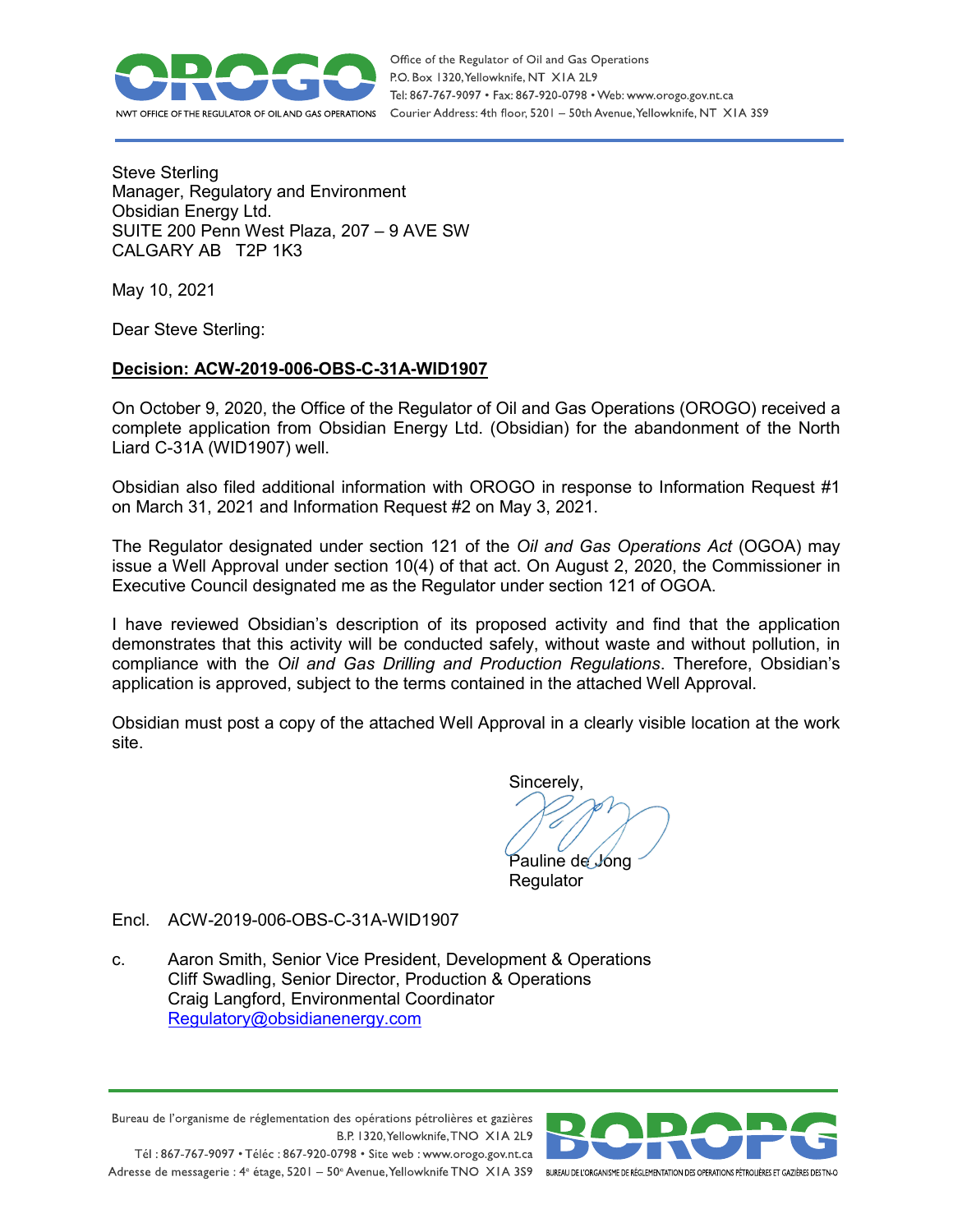Office of the Regulator of Oil and Gas Operations
P.O. Box 1320, Yellowknife, NT X1A 2L9
Tel: 867-767-9097 • Fax: 867-920-0798 • Web: www.orogo.gov.nt.ca
Courier Address: 4th floor, 5201 – 50th Avenue, Yellowknife, NT X1A 3S9

Steve Sterling
Manager, Regulatory and Environment
Obsidian Energy Ltd.
SUITE 200 Penn West Plaza, 207 – 9 AVE SW
CALGARY AB T2P 1K3

May 10, 2021

Dear Steve Sterling:

**Decision: ACW-2019-006-OBS-C-31A-WID1907**

On October 9, 2020, the Office of the Regulator of Oil and Gas Operations (OROGO) received a complete application from Obsidian Energy Ltd. (Obsidian) for the abandonment of the North Liard C-31A (WID1907) well.

Obsidian also filed additional information with OROGO in response to Information Request #1 on March 31, 2021 and Information Request #2 on May 3, 2021.

The Regulator designated under section 121 of the *Oil and Gas Operations Act* (OGOA) may issue a Well Approval under section 10(4) of that act. On August 2, 2020, the Commissioner in Executive Council designated me as the Regulator under section 121 of OGOA.

I have reviewed Obsidian's description of its proposed activity and find that the application demonstrates that this activity will be conducted safely, without waste and without pollution, in compliance with the *Oil and Gas Drilling and Production Regulations*. Therefore, Obsidian's application is approved, subject to the terms contained in the attached Well Approval.

Obsidian must post a copy of the attached Well Approval in a clearly visible location at the work site.

Sincerely,

Pauline de Jong
Regulator

Encl. ACW-2019-006-OBS-C-31A-WID1907

c. Aaron Smith, Senior Vice President, Development & Operations
Cliff Swadling, Senior Director, Production & Operations
Craig Langford, Environmental Coordinator
Regulatory@obsidianenergy.com

Bureau de l'organisme de réglementation des opérations pétrolières et gazières
B.P. 1320, Yellowknife, TNO X1A 2L9
Tél : 867-767-9097 • Téléc : 867-920-0798 • Site web : www.orogo.gov.nt.ca
Adresse de messagerie : 4e étage, 5201 – 50e Avenue, Yellowknife TNO X1A 3S9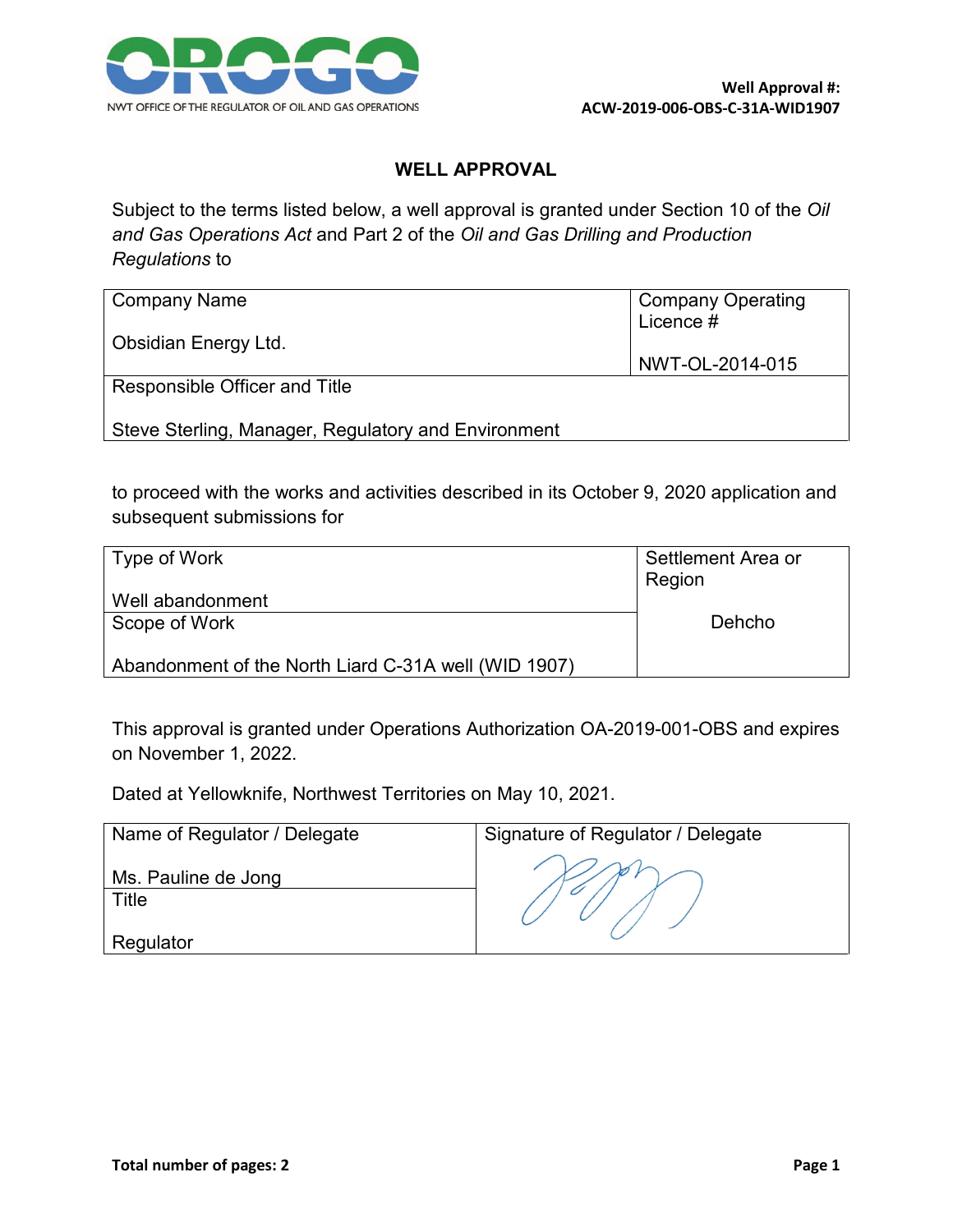Well Approval #:
**ACW-2019-006-OBS-C-31A-WID1907**

# WELL APPROVAL

Subject to the terms listed below, a well approval is granted under Section 10 of the *Oil and Gas Operations Act* and Part 2 of the *Oil and Gas Drilling and Production Regulations* to

| Company Name<br><br>Obsidian Energy Ltd. | Company Operating Licence #<br><br>NWT-OL-2014-015 |
|---|---|
| Responsible Officer and Title<br><br>Steve Sterling, Manager, Regulatory and Environment | |

to proceed with the works and activities described in its October 9, 2020 application and subsequent submissions for

| Type of Work<br><br>Well abandonment | Settlement Area or Region<br><br>Dehcho |
|---|---|
| Scope of Work<br><br>Abandonment of the North Liard C-31A well (WID 1907) | |

This approval is granted under Operations Authorization OA-2019-001-OBS and expires on November 1, 2022.

Dated at Yellowknife, Northwest Territories on May 10, 2021.

| Name of Regulator / Delegate<br><br>Ms. Pauline de Jong | Signature of Regulator / Delegate |
|---|---|
| Title<br><br>Regulator | |

**Total number of pages: 2**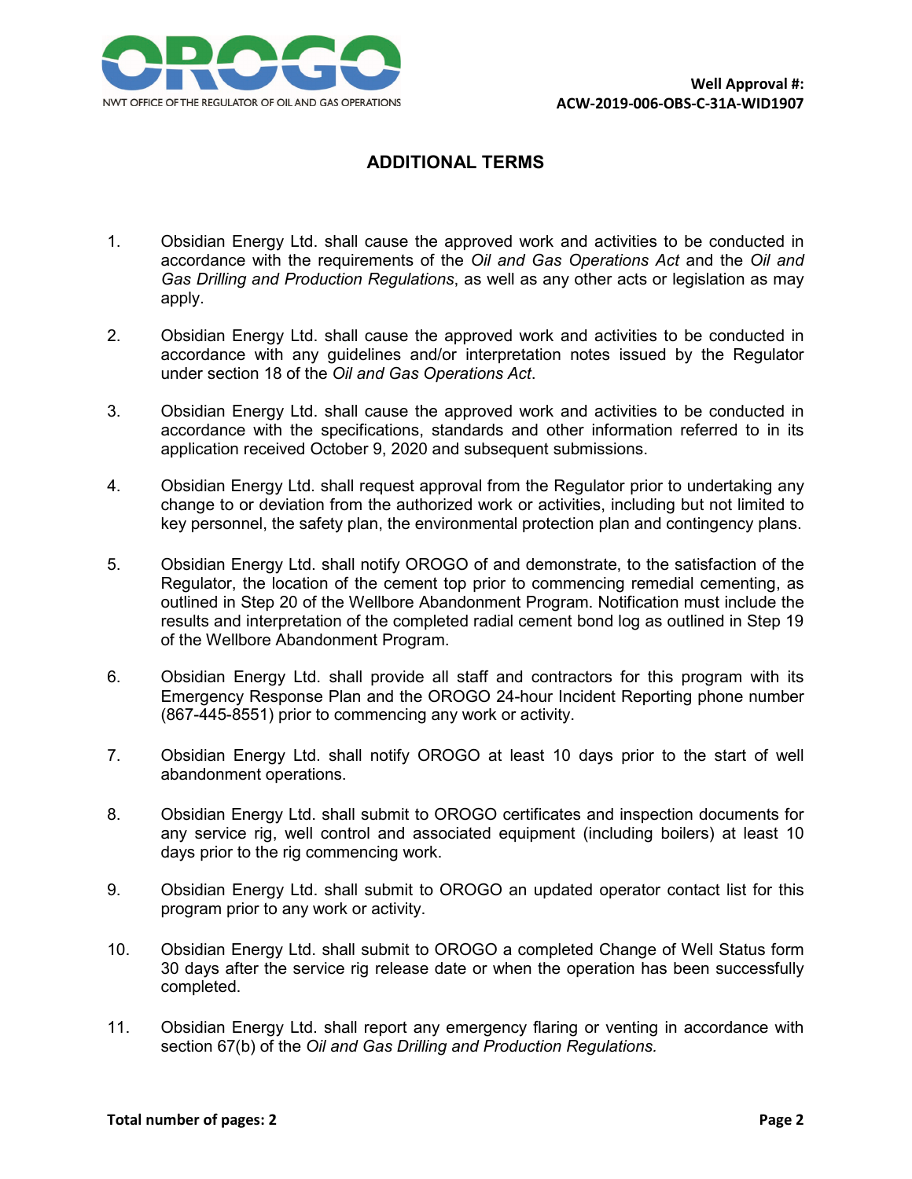**Well Approval #:**
**ACW-2019-006-OBS-C-31A-WID1907**

## ADDITIONAL TERMS

1. Obsidian Energy Ltd. shall cause the approved work and activities to be conducted in accordance with the requirements of the *Oil and Gas Operations Act* and the *Oil and Gas Drilling and Production Regulations*, as well as any other acts or legislation as may apply.

2. Obsidian Energy Ltd. shall cause the approved work and activities to be conducted in accordance with any guidelines and/or interpretation notes issued by the Regulator under section 18 of the *Oil and Gas Operations Act*.

3. Obsidian Energy Ltd. shall cause the approved work and activities to be conducted in accordance with the specifications, standards and other information referred to in its application received October 9, 2020 and subsequent submissions.

4. Obsidian Energy Ltd. shall request approval from the Regulator prior to undertaking any change to or deviation from the authorized work or activities, including but not limited to key personnel, the safety plan, the environmental protection plan and contingency plans.

5. Obsidian Energy Ltd. shall notify OROGO of and demonstrate, to the satisfaction of the Regulator, the location of the cement top prior to commencing remedial cementing, as outlined in Step 20 of the Wellbore Abandonment Program. Notification must include the results and interpretation of the completed radial cement bond log as outlined in Step 19 of the Wellbore Abandonment Program.

6. Obsidian Energy Ltd. shall provide all staff and contractors for this program with its Emergency Response Plan and the OROGO 24-hour Incident Reporting phone number (867-445-8551) prior to commencing any work or activity.

7. Obsidian Energy Ltd. shall notify OROGO at least 10 days prior to the start of well abandonment operations.

8. Obsidian Energy Ltd. shall submit to OROGO certificates and inspection documents for any service rig, well control and associated equipment (including boilers) at least 10 days prior to the rig commencing work.

9. Obsidian Energy Ltd. shall submit to OROGO an updated operator contact list for this program prior to any work or activity.

10. Obsidian Energy Ltd. shall submit to OROGO a completed Change of Well Status form 30 days after the service rig release date or when the operation has been successfully completed.

11. Obsidian Energy Ltd. shall report any emergency flaring or venting in accordance with section 67(b) of the *Oil and Gas Drilling and Production Regulations.*

**Total number of pages: 2**